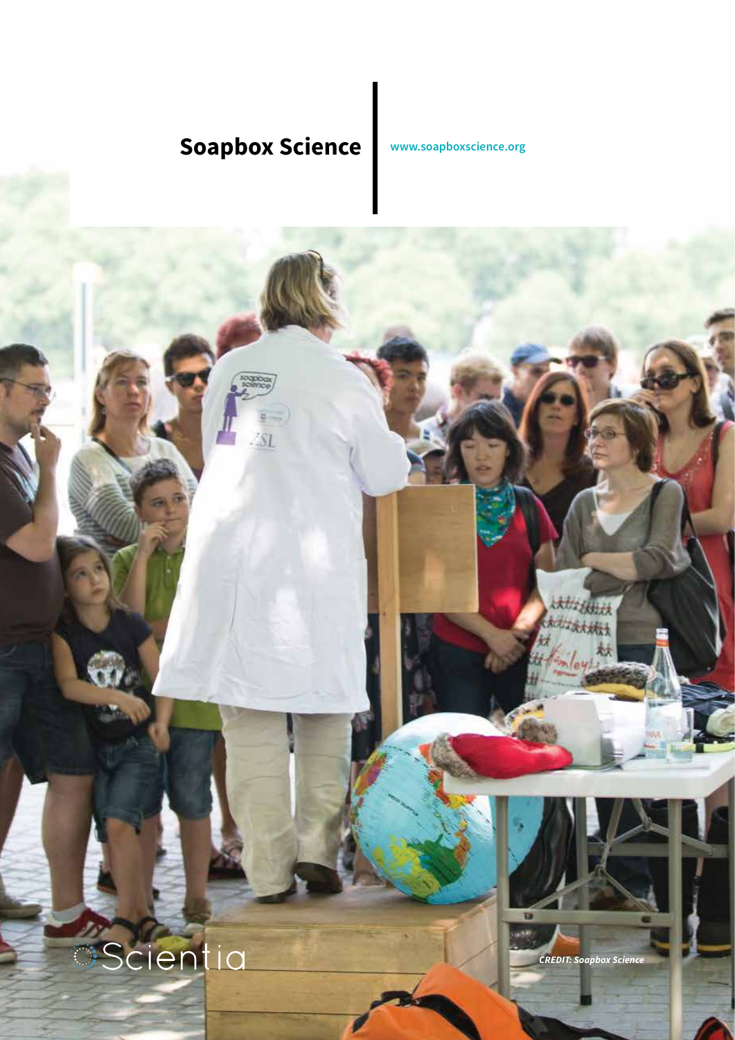# Soapbox Science

www.soapboxscience.org

*CREDIT: Soapbox Science*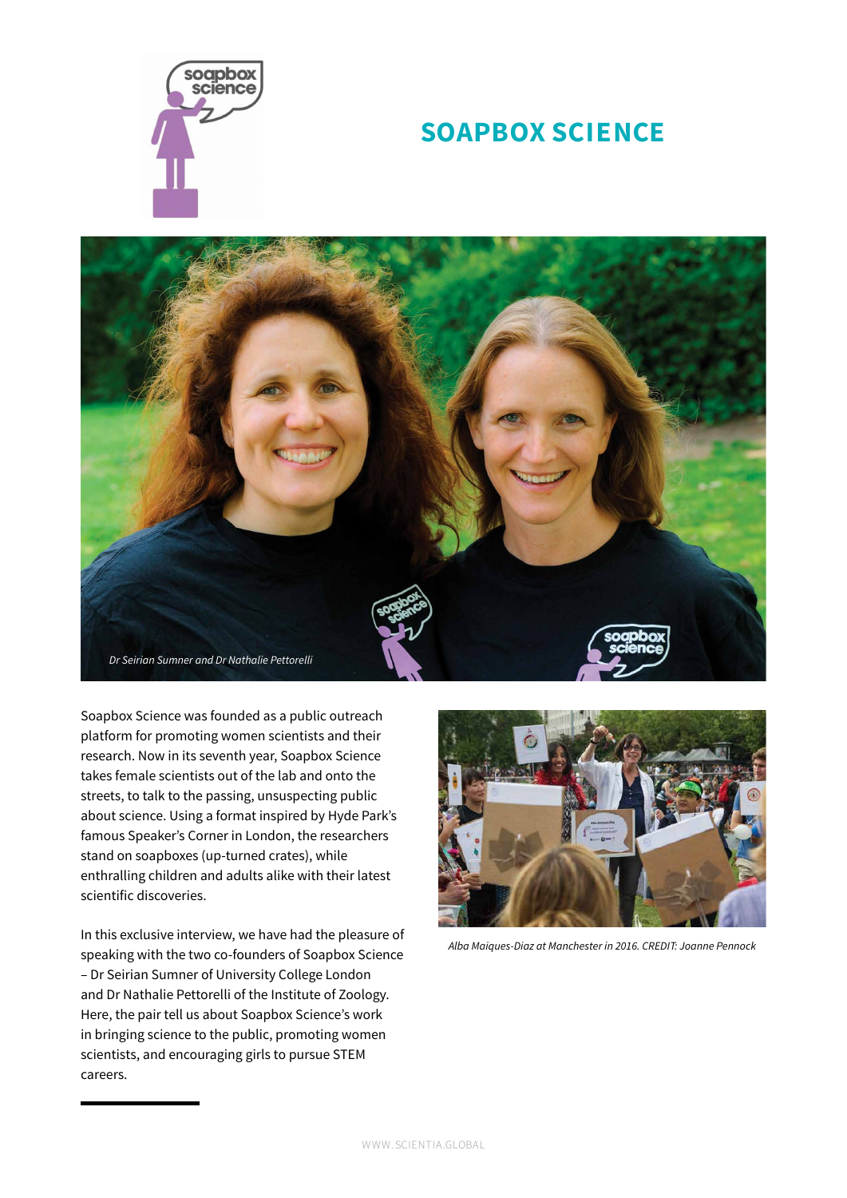# SOAPBOX SCIENCE

*Dr Seirian Sumner and Dr Nathalie Pettorelli*

Soapbox Science was founded as a public outreach platform for promoting women scientists and their research. Now in its seventh year, Soapbox Science takes female scientists out of the lab and onto the streets, to talk to the passing, unsuspecting public about science. Using a format inspired by Hyde Park's famous Speaker's Corner in London, the researchers stand on soapboxes (up-turned crates), while enthralling children and adults alike with their latest scientific discoveries.

In this exclusive interview, we have had the pleasure of speaking with the two co-founders of Soapbox Science – Dr Seirian Sumner of University College London and Dr Nathalie Pettorelli of the Institute of Zoology. Here, the pair tell us about Soapbox Science's work in bringing science to the public, promoting women scientists, and encouraging girls to pursue STEM careers.

*Alba Maiques-Diaz at Manchester in 2016. CREDIT: Joanne Pennock*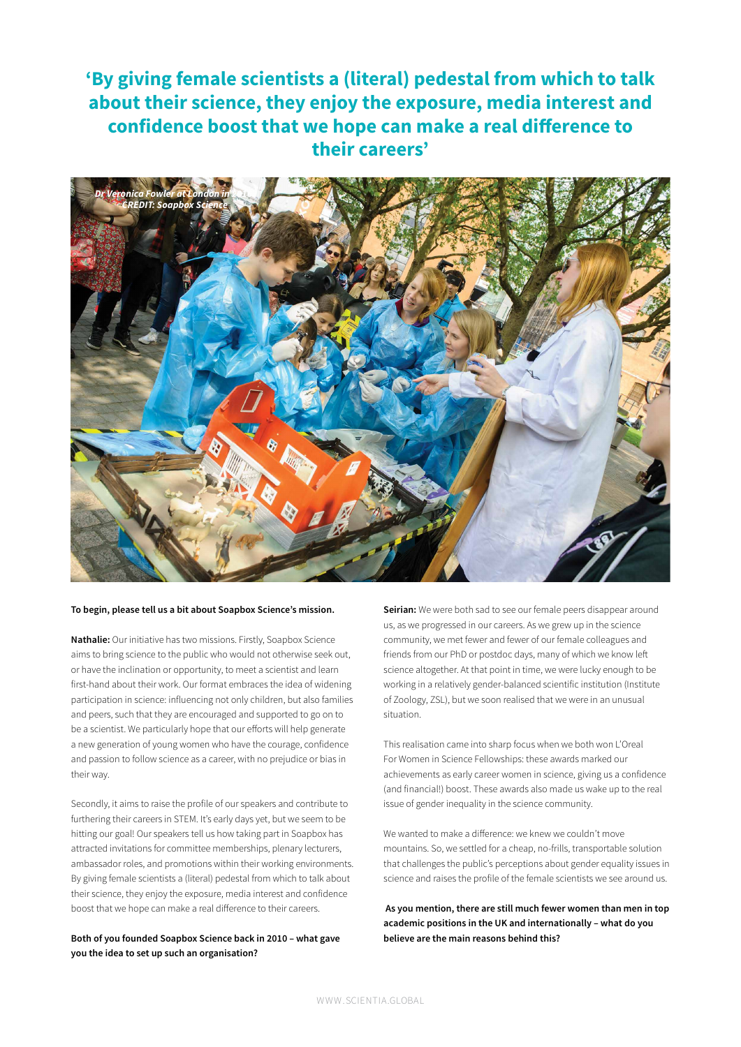## 'By giving female scientists a (literal) pedestal from which to talk about their science, they enjoy the exposure, media interest and confidence boost that we hope can make a real difference to their careers'

*Dr Veronica Fowler at London in 2016. CREDIT: Soapbox Science*

**To begin, please tell us a bit about Soapbox Science's mission.**

**Nathalie:** Our initiative has two missions. Firstly, Soapbox Science aims to bring science to the public who would not otherwise seek out, or have the inclination or opportunity, to meet a scientist and learn first-hand about their work. Our format embraces the idea of widening participation in science: influencing not only children, but also families and peers, such that they are encouraged and supported to go on to be a scientist. We particularly hope that our efforts will help generate a new generation of young women who have the courage, confidence and passion to follow science as a career, with no prejudice or bias in their way.

Secondly, it aims to raise the profile of our speakers and contribute to furthering their careers in STEM. It's early days yet, but we seem to be hitting our goal! Our speakers tell us how taking part in Soapbox has attracted invitations for committee memberships, plenary lecturers, ambassador roles, and promotions within their working environments. By giving female scientists a (literal) pedestal from which to talk about their science, they enjoy the exposure, media interest and confidence boost that we hope can make a real difference to their careers.

**Both of you founded Soapbox Science back in 2010 – what gave you the idea to set up such an organisation?**

**Seirian:** We were both sad to see our female peers disappear around us, as we progressed in our careers. As we grew up in the science community, we met fewer and fewer of our female colleagues and friends from our PhD or postdoc days, many of which we know left science altogether. At that point in time, we were lucky enough to be working in a relatively gender-balanced scientific institution (Institute of Zoology, ZSL), but we soon realised that we were in an unusual situation.

This realisation came into sharp focus when we both won L'Oreal For Women in Science Fellowships: these awards marked our achievements as early career women in science, giving us a confidence (and financial!) boost. These awards also made us wake up to the real issue of gender inequality in the science community.

We wanted to make a difference: we knew we couldn't move mountains. So, we settled for a cheap, no-frills, transportable solution that challenges the public's perceptions about gender equality issues in science and raises the profile of the female scientists we see around us.

**As you mention, there are still much fewer women than men in top academic positions in the UK and internationally – what do you believe are the main reasons behind this?**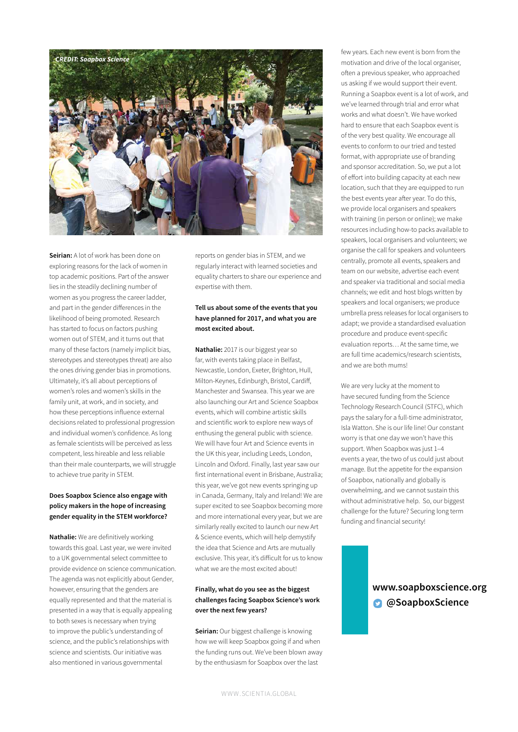CREDIT: Soapbox Science

**Seirian:** A lot of work has been done on exploring reasons for the lack of women in top academic positions. Part of the answer lies in the steadily declining number of women as you progress the career ladder, and part in the gender differences in the likelihood of being promoted. Research has started to focus on factors pushing women out of STEM, and it turns out that many of these factors (namely implicit bias, stereotypes and stereotypes threat) are also the ones driving gender bias in promotions. Ultimately, it's all about perceptions of women's roles and women's skills in the family unit, at work, and in society, and how these perceptions influence external decisions related to professional progression and individual women's confidence. As long as female scientists will be perceived as less competent, less hireable and less reliable than their male counterparts, we will struggle to achieve true parity in STEM.

**Does Soapbox Science also engage with policy makers in the hope of increasing gender equality in the STEM workforce?**

**Nathalie:** We are definitively working towards this goal. Last year, we were invited to a UK governmental select committee to provide evidence on science communication. The agenda was not explicitly about Gender, however, ensuring that the genders are equally represented and that the material is presented in a way that is equally appealing to both sexes is necessary when trying to improve the public's understanding of science, and the public's relationships with science and scientists. Our initiative was also mentioned in various governmental reports on gender bias in STEM, and we regularly interact with learned societies and equality charters to share our experience and expertise with them.

**Tell us about some of the events that you have planned for 2017, and what you are most excited about.**

**Nathalie:** 2017 is our biggest year so far, with events taking place in Belfast, Newcastle, London, Exeter, Brighton, Hull, Milton-Keynes, Edinburgh, Bristol, Cardiff, Manchester and Swansea. This year we are also launching our Art and Science Soapbox events, which will combine artistic skills and scientific work to explore new ways of enthusing the general public with science. We will have four Art and Science events in the UK this year, including Leeds, London, Lincoln and Oxford. Finally, last year saw our first international event in Brisbane, Australia; this year, we've got new events springing up in Canada, Germany, Italy and Ireland! We are super excited to see Soapbox becoming more and more international every year, but we are similarly really excited to launch our new Art & Science events, which will help demystify the idea that Science and Arts are mutually exclusive. This year, it's difficult for us to know what we are the most excited about!

**Finally, what do you see as the biggest challenges facing Soapbox Science's work over the next few years?**

**Seirian:** Our biggest challenge is knowing how we will keep Soapbox going if and when the funding runs out. We've been blown away by the enthusiasm for Soapbox over the last few years. Each new event is born from the motivation and drive of the local organiser, often a previous speaker, who approached us asking if we would support their event. Running a Soapbox event is a lot of work, and we've learned through trial and error what works and what doesn't. We have worked hard to ensure that each Soapbox event is of the very best quality. We encourage all events to conform to our tried and tested format, with appropriate use of branding and sponsor accreditation. So, we put a lot of effort into building capacity at each new location, such that they are equipped to run the best events year after year. To do this, we provide local organisers and speakers with training (in person or online); we make resources including how-to packs available to speakers, local organisers and volunteers; we organise the call for speakers and volunteers centrally, promote all events, speakers and team on our website, advertise each event and speaker via traditional and social media channels; we edit and host blogs written by speakers and local organisers; we produce umbrella press releases for local organisers to adapt; we provide a standardised evaluation procedure and produce event-specific evaluation reports… At the same time, we are full time academics/research scientists, and we are both mums!

We are very lucky at the moment to have secured funding from the Science Technology Research Council (STFC), which pays the salary for a full-time administrator, Isla Watton. She is our life line! Our constant worry is that one day we won't have this support. When Soapbox was just 1–4 events a year, the two of us could just about manage. But the appetite for the expansion of Soapbox, nationally and globally is overwhelming, and we cannot sustain this without administrative help. So, our biggest challenge for the future? Securing long term funding and financial security!

**www.soapboxscience.org**
**@SoapboxScience**